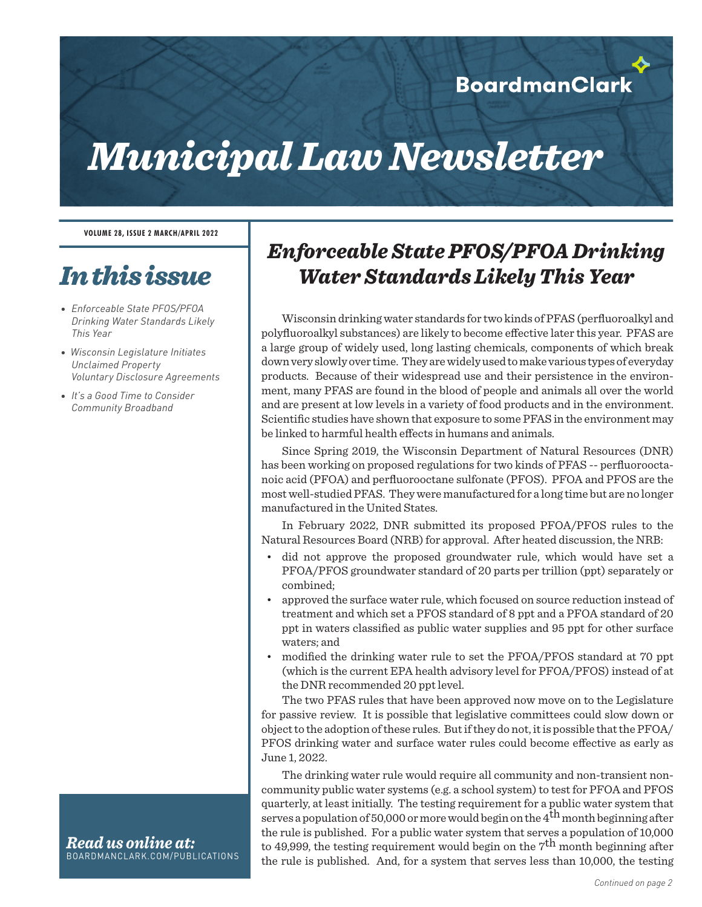BoardmanClark

# *Municipal Law Newsletter*

**VOLUME 28, ISSUE 2 MARCH/APRIL 2022**

## *In this issue*

- *Enforceable State PFOS/PFOA Drinking Water Standards Likely This Year*
- *Wisconsin Legislature Initiates Unclaimed Property Voluntary Disclosure Agreements*
- *It's a Good Time to Consider Community Broadband*

***Read us online at:***
BOARDMANCLARK.COM/PUBLICATIONS

## *Enforceable State PFOS/PFOA Drinking Water Standards Likely This Year*

Wisconsin drinking water standards for two kinds of PFAS (perfluoroalkyl and polyfluoroalkyl substances) are likely to become effective later this year. PFAS are a large group of widely used, long lasting chemicals, components of which break down very slowly over time. They are widely used to make various types of everyday products. Because of their widespread use and their persistence in the environment, many PFAS are found in the blood of people and animals all over the world and are present at low levels in a variety of food products and in the environment. Scientific studies have shown that exposure to some PFAS in the environment may be linked to harmful health effects in humans and animals.

Since Spring 2019, the Wisconsin Department of Natural Resources (DNR) has been working on proposed regulations for two kinds of PFAS -- perfluorooctanoic acid (PFOA) and perfluorooctane sulfonate (PFOS). PFOA and PFOS are the most well-studied PFAS. They were manufactured for a long time but are no longer manufactured in the United States.

In February 2022, DNR submitted its proposed PFOA/PFOS rules to the Natural Resources Board (NRB) for approval. After heated discussion, the NRB:

- did not approve the proposed groundwater rule, which would have set a PFOA/PFOS groundwater standard of 20 parts per trillion (ppt) separately or combined;
- approved the surface water rule, which focused on source reduction instead of treatment and which set a PFOS standard of 8 ppt and a PFOA standard of 20 ppt in waters classified as public water supplies and 95 ppt for other surface waters; and
- modified the drinking water rule to set the PFOA/PFOS standard at 70 ppt (which is the current EPA health advisory level for PFOA/PFOS) instead of at the DNR recommended 20 ppt level.

The two PFAS rules that have been approved now move on to the Legislature for passive review. It is possible that legislative committees could slow down or object to the adoption of these rules. But if they do not, it is possible that the PFOA/PFOS drinking water and surface water rules could become effective as early as June 1, 2022.

The drinking water rule would require all community and non-transient non-community public water systems (e.g. a school system) to test for PFOA and PFOS quarterly, at least initially. The testing requirement for a public water system that serves a population of 50,000 or more would begin on the 4th month beginning after the rule is published. For a public water system that serves a population of 10,000 to 49,999, the testing requirement would begin on the 7th month beginning after the rule is published. And, for a system that serves less than 10,000, the testing

*Continued on page 2*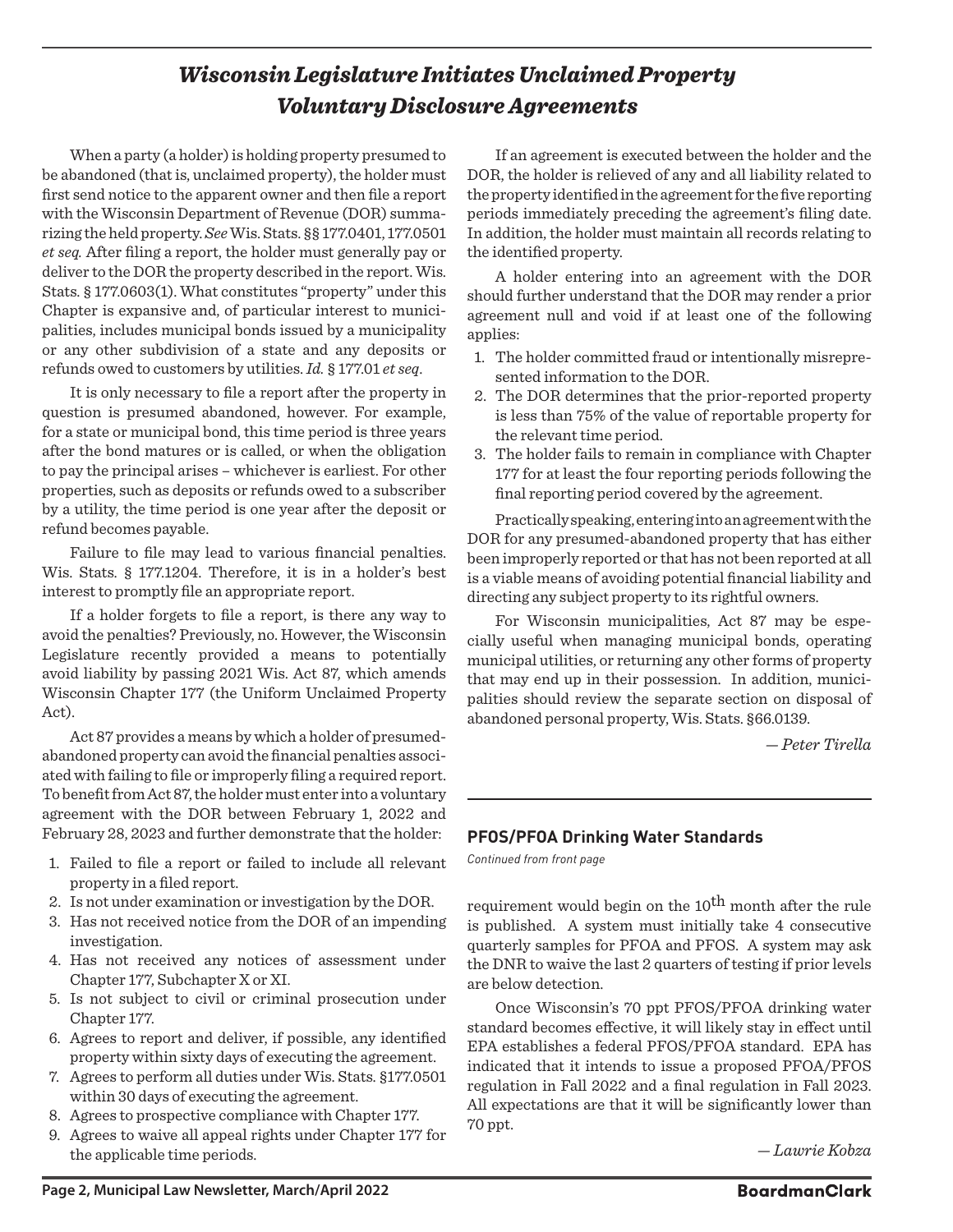# *Wisconsin Legislature Initiates Unclaimed Property Voluntary Disclosure Agreements*

When a party (a holder) is holding property presumed to be abandoned (that is, unclaimed property), the holder must first send notice to the apparent owner and then file a report with the Wisconsin Department of Revenue (DOR) summarizing the held property. *See* Wis. Stats. §§ 177.0401, 177.0501 *et seq.* After filing a report, the holder must generally pay or deliver to the DOR the property described in the report. Wis. Stats. § 177.0603(1). What constitutes "property" under this Chapter is expansive and, of particular interest to municipalities, includes municipal bonds issued by a municipality or any other subdivision of a state and any deposits or refunds owed to customers by utilities. *Id.* § 177.01 *et seq*.

It is only necessary to file a report after the property in question is presumed abandoned, however. For example, for a state or municipal bond, this time period is three years after the bond matures or is called, or when the obligation to pay the principal arises – whichever is earliest. For other properties, such as deposits or refunds owed to a subscriber by a utility, the time period is one year after the deposit or refund becomes payable.

Failure to file may lead to various financial penalties. Wis. Stats. § 177.1204. Therefore, it is in a holder's best interest to promptly file an appropriate report.

If a holder forgets to file a report, is there any way to avoid the penalties? Previously, no. However, the Wisconsin Legislature recently provided a means to potentially avoid liability by passing 2021 Wis. Act 87, which amends Wisconsin Chapter 177 (the Uniform Unclaimed Property Act).

Act 87 provides a means by which a holder of presumed-abandoned property can avoid the financial penalties associated with failing to file or improperly filing a required report. To benefit from Act 87, the holder must enter into a voluntary agreement with the DOR between February 1, 2022 and February 28, 2023 and further demonstrate that the holder:

1. Failed to file a report or failed to include all relevant property in a filed report.
2. Is not under examination or investigation by the DOR.
3. Has not received notice from the DOR of an impending investigation.
4. Has not received any notices of assessment under Chapter 177, Subchapter X or XI.
5. Is not subject to civil or criminal prosecution under Chapter 177.
6. Agrees to report and deliver, if possible, any identified property within sixty days of executing the agreement.
7. Agrees to perform all duties under Wis. Stats. §177.0501 within 30 days of executing the agreement.
8. Agrees to prospective compliance with Chapter 177.
9. Agrees to waive all appeal rights under Chapter 177 for the applicable time periods.

If an agreement is executed between the holder and the DOR, the holder is relieved of any and all liability related to the property identified in the agreement for the five reporting periods immediately preceding the agreement's filing date. In addition, the holder must maintain all records relating to the identified property.

A holder entering into an agreement with the DOR should further understand that the DOR may render a prior agreement null and void if at least one of the following applies:

1. The holder committed fraud or intentionally misrepresented information to the DOR.
2. The DOR determines that the prior-reported property is less than 75% of the value of reportable property for the relevant time period.
3. The holder fails to remain in compliance with Chapter 177 for at least the four reporting periods following the final reporting period covered by the agreement.

Practically speaking, entering into an agreement with the DOR for any presumed-abandoned property that has either been improperly reported or that has not been reported at all is a viable means of avoiding potential financial liability and directing any subject property to its rightful owners.

For Wisconsin municipalities, Act 87 may be especially useful when managing municipal bonds, operating municipal utilities, or returning any other forms of property that may end up in their possession. In addition, municipalities should review the separate section on disposal of abandoned personal property, Wis. Stats. §66.0139.

*— Peter Tirella*

## PFOS/PFOA Drinking Water Standards

*Continued from front page*

requirement would begin on the 10th month after the rule is published. A system must initially take 4 consecutive quarterly samples for PFOA and PFOS. A system may ask the DNR to waive the last 2 quarters of testing if prior levels are below detection.

Once Wisconsin's 70 ppt PFOS/PFOA drinking water standard becomes effective, it will likely stay in effect until EPA establishes a federal PFOS/PFOA standard. EPA has indicated that it intends to issue a proposed PFOA/PFOS regulation in Fall 2022 and a final regulation in Fall 2023. All expectations are that it will be significantly lower than 70 ppt.

*— Lawrie Kobza*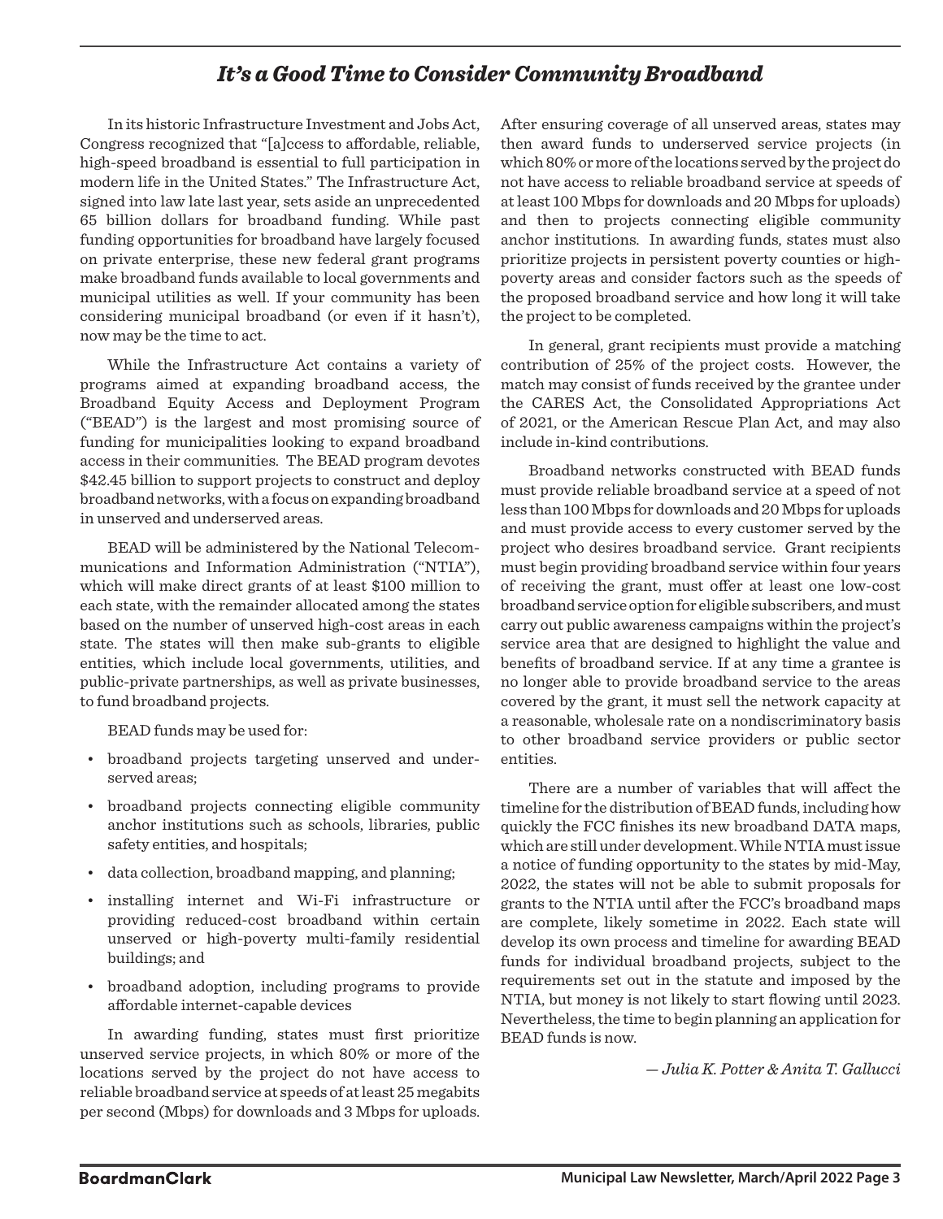## *It's a Good Time to Consider Community Broadband*

In its historic Infrastructure Investment and Jobs Act, Congress recognized that "[a]ccess to affordable, reliable, high-speed broadband is essential to full participation in modern life in the United States." The Infrastructure Act, signed into law late last year, sets aside an unprecedented 65 billion dollars for broadband funding. While past funding opportunities for broadband have largely focused on private enterprise, these new federal grant programs make broadband funds available to local governments and municipal utilities as well. If your community has been considering municipal broadband (or even if it hasn't), now may be the time to act.

While the Infrastructure Act contains a variety of programs aimed at expanding broadband access, the Broadband Equity Access and Deployment Program ("BEAD") is the largest and most promising source of funding for municipalities looking to expand broadband access in their communities. The BEAD program devotes $42.45 billion to support projects to construct and deploy broadband networks, with a focus on expanding broadband in unserved and underserved areas.

BEAD will be administered by the National Telecommunications and Information Administration ("NTIA"), which will make direct grants of at least $100 million to each state, with the remainder allocated among the states based on the number of unserved high-cost areas in each state. The states will then make sub-grants to eligible entities, which include local governments, utilities, and public-private partnerships, as well as private businesses, to fund broadband projects.

BEAD funds may be used for:

- broadband projects targeting unserved and underserved areas;
- broadband projects connecting eligible community anchor institutions such as schools, libraries, public safety entities, and hospitals;
- data collection, broadband mapping, and planning;
- installing internet and Wi-Fi infrastructure or providing reduced-cost broadband within certain unserved or high-poverty multi-family residential buildings; and
- broadband adoption, including programs to provide affordable internet-capable devices

In awarding funding, states must first prioritize unserved service projects, in which 80% or more of the locations served by the project do not have access to reliable broadband service at speeds of at least 25 megabits per second (Mbps) for downloads and 3 Mbps for uploads. After ensuring coverage of all unserved areas, states may then award funds to underserved service projects (in which 80% or more of the locations served by the project do not have access to reliable broadband service at speeds of at least 100 Mbps for downloads and 20 Mbps for uploads) and then to projects connecting eligible community anchor institutions. In awarding funds, states must also prioritize projects in persistent poverty counties or high-poverty areas and consider factors such as the speeds of the proposed broadband service and how long it will take the project to be completed.

In general, grant recipients must provide a matching contribution of 25% of the project costs. However, the match may consist of funds received by the grantee under the CARES Act, the Consolidated Appropriations Act of 2021, or the American Rescue Plan Act, and may also include in-kind contributions.

Broadband networks constructed with BEAD funds must provide reliable broadband service at a speed of not less than 100 Mbps for downloads and 20 Mbps for uploads and must provide access to every customer served by the project who desires broadband service. Grant recipients must begin providing broadband service within four years of receiving the grant, must offer at least one low-cost broadband service option for eligible subscribers, and must carry out public awareness campaigns within the project's service area that are designed to highlight the value and benefits of broadband service. If at any time a grantee is no longer able to provide broadband service to the areas covered by the grant, it must sell the network capacity at a reasonable, wholesale rate on a nondiscriminatory basis to other broadband service providers or public sector entities.

There are a number of variables that will affect the timeline for the distribution of BEAD funds, including how quickly the FCC finishes its new broadband DATA maps, which are still under development. While NTIA must issue a notice of funding opportunity to the states by mid-May, 2022, the states will not be able to submit proposals for grants to the NTIA until after the FCC's broadband maps are complete, likely sometime in 2022. Each state will develop its own process and timeline for awarding BEAD funds for individual broadband projects, subject to the requirements set out in the statute and imposed by the NTIA, but money is not likely to start flowing until 2023. Nevertheless, the time to begin planning an application for BEAD funds is now.

*— Julia K. Potter & Anita T. Gallucci*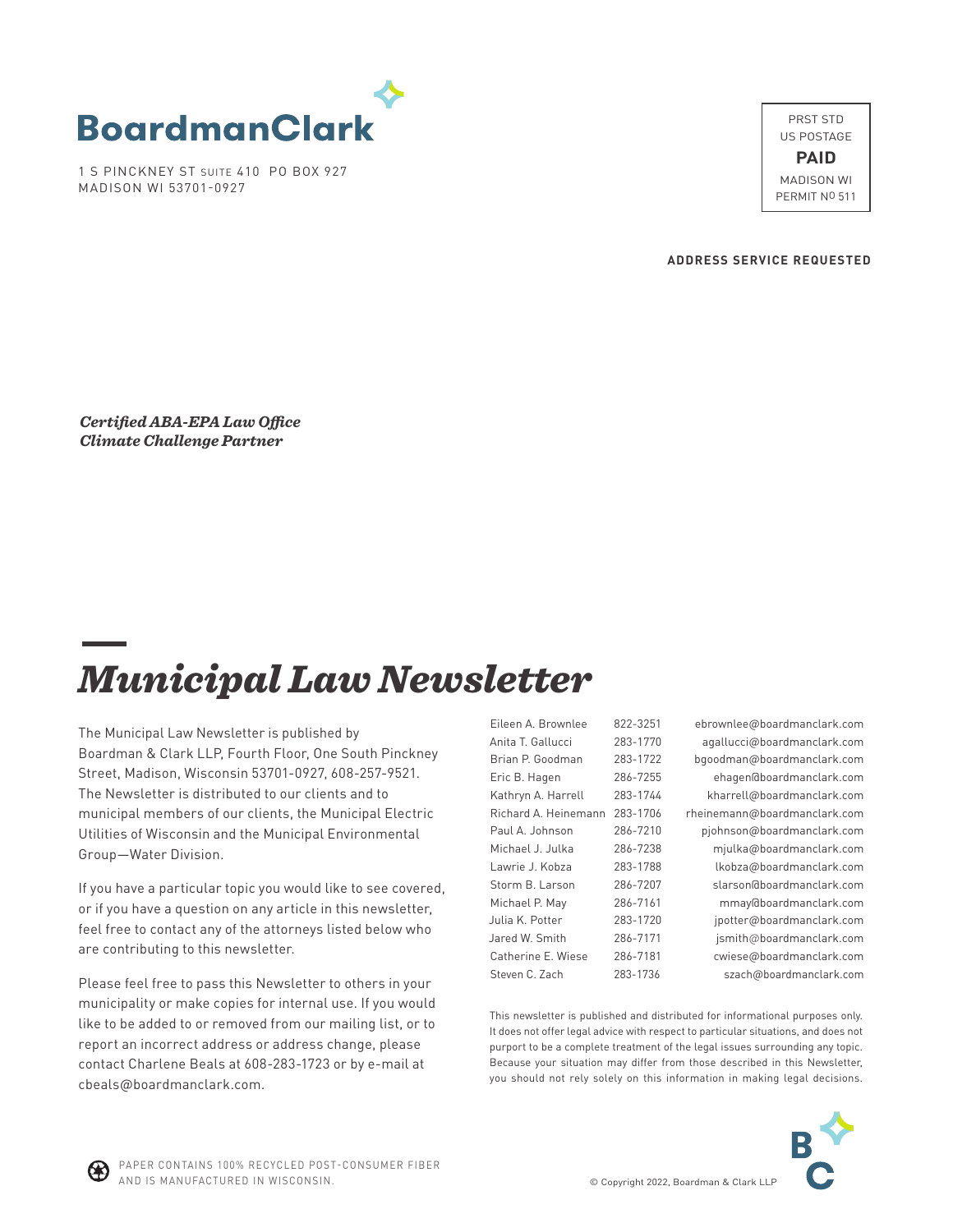**BoardmanClark**

1 S PINCKNEY ST SUITE 410 PO BOX 927
MADISON WI 53701-0927

PRST STD
US POSTAGE
**PAID**
MADISON WI
PERMIT NO 511

**ADDRESS SERVICE REQUESTED**

***Certified ABA-EPA Law Office***
***Climate Challenge Partner***

# *Municipal Law Newsletter*

The Municipal Law Newsletter is published by Boardman & Clark LLP, Fourth Floor, One South Pinckney Street, Madison, Wisconsin 53701-0927, 608-257-9521. The Newsletter is distributed to our clients and to municipal members of our clients, the Municipal Electric Utilities of Wisconsin and the Municipal Environmental Group—Water Division.

If you have a particular topic you would like to see covered, or if you have a question on any article in this newsletter, feel free to contact any of the attorneys listed below who are contributing to this newsletter.

Please feel free to pass this Newsletter to others in your municipality or make copies for internal use. If you would like to be added to or removed from our mailing list, or to report an incorrect address or address change, please contact Charlene Beals at 608-283-1723 or by e-mail at cbeals@boardmanclark.com.

| | | |
|---|---|---|
| Eileen A. Brownlee | 822-3251 | ebrownlee@boardmanclark.com |
| Anita T. Gallucci | 283-1770 | agallucci@boardmanclark.com |
| Brian P. Goodman | 283-1722 | bgoodman@boardmanclark.com |
| Eric B. Hagen | 286-7255 | ehagen@boardmanclark.com |
| Kathryn A. Harrell | 283-1744 | kharrell@boardmanclark.com |
| Richard A. Heinemann | 283-1706 | rheinemann@boardmanclark.com |
| Paul A. Johnson | 286-7210 | pjohnson@boardmanclark.com |
| Michael J. Julka | 286-7238 | mjulka@boardmanclark.com |
| Lawrie J. Kobza | 283-1788 | lkobza@boardmanclark.com |
| Storm B. Larson | 286-7207 | slarson@boardmanclark.com |
| Michael P. May | 286-7161 | mmay@boardmanclark.com |
| Julia K. Potter | 283-1720 | jpotter@boardmanclark.com |
| Jared W. Smith | 286-7171 | jsmith@boardmanclark.com |
| Catherine E. Wiese | 286-7181 | cwiese@boardmanclark.com |
| Steven C. Zach | 283-1736 | szach@boardmanclark.com |

This newsletter is published and distributed for informational purposes only. It does not offer legal advice with respect to particular situations, and does not purport to be a complete treatment of the legal issues surrounding any topic. Because your situation may differ from those described in this Newsletter, you should not rely solely on this information in making legal decisions.

PAPER CONTAINS 100% RECYCLED POST-CONSUMER FIBER AND IS MANUFACTURED IN WISCONSIN.

© Copyright 2022, Boardman & Clark LLP